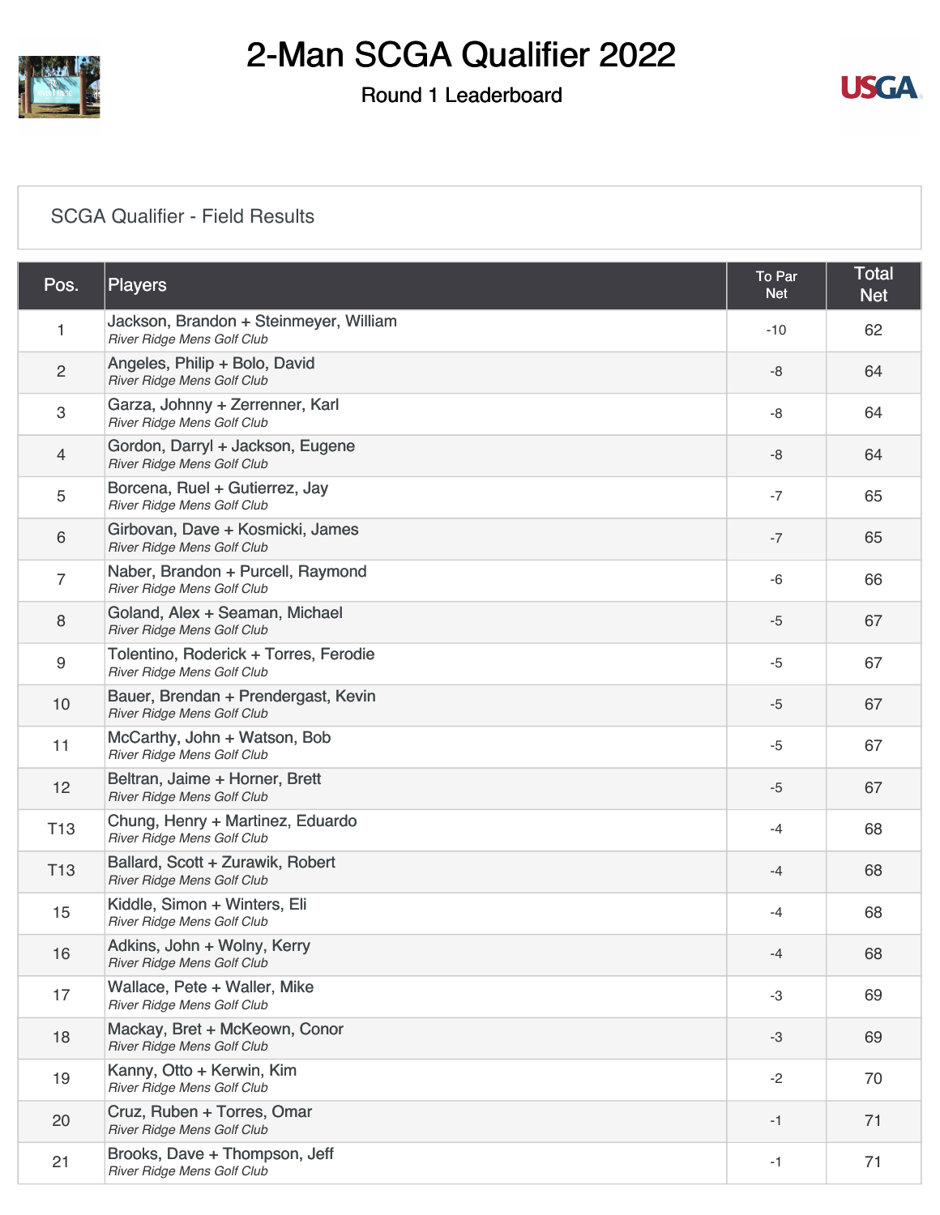# 2-Man SCGA Qualifier 2022

## Round 1 Leaderboard

### SCGA Qualifier - Field Results

| Pos. | Players | To Par Net | Total Net |
|---|---|---|---|
| 1 | Jackson, Brandon + Steinmeyer, William<br>*River Ridge Mens Golf Club* | -10 | 62 |
| 2 | Angeles, Philip + Bolo, David<br>*River Ridge Mens Golf Club* | -8 | 64 |
| 3 | Garza, Johnny + Zerrenner, Karl<br>*River Ridge Mens Golf Club* | -8 | 64 |
| 4 | Gordon, Darryl + Jackson, Eugene<br>*River Ridge Mens Golf Club* | -8 | 64 |
| 5 | Borcena, Ruel + Gutierrez, Jay<br>*River Ridge Mens Golf Club* | -7 | 65 |
| 6 | Girbovan, Dave + Kosmicki, James<br>*River Ridge Mens Golf Club* | -7 | 65 |
| 7 | Naber, Brandon + Purcell, Raymond<br>*River Ridge Mens Golf Club* | -6 | 66 |
| 8 | Goland, Alex + Seaman, Michael<br>*River Ridge Mens Golf Club* | -5 | 67 |
| 9 | Tolentino, Roderick + Torres, Ferodie<br>*River Ridge Mens Golf Club* | -5 | 67 |
| 10 | Bauer, Brendan + Prendergast, Kevin<br>*River Ridge Mens Golf Club* | -5 | 67 |
| 11 | McCarthy, John + Watson, Bob<br>*River Ridge Mens Golf Club* | -5 | 67 |
| 12 | Beltran, Jaime + Horner, Brett<br>*River Ridge Mens Golf Club* | -5 | 67 |
| T13 | Chung, Henry + Martinez, Eduardo<br>*River Ridge Mens Golf Club* | -4 | 68 |
| T13 | Ballard, Scott + Zurawik, Robert<br>*River Ridge Mens Golf Club* | -4 | 68 |
| 15 | Kiddle, Simon + Winters, Eli<br>*River Ridge Mens Golf Club* | -4 | 68 |
| 16 | Adkins, John + Wolny, Kerry<br>*River Ridge Mens Golf Club* | -4 | 68 |
| 17 | Wallace, Pete + Waller, Mike<br>*River Ridge Mens Golf Club* | -3 | 69 |
| 18 | Mackay, Bret + McKeown, Conor<br>*River Ridge Mens Golf Club* | -3 | 69 |
| 19 | Kanny, Otto + Kerwin, Kim<br>*River Ridge Mens Golf Club* | -2 | 70 |
| 20 | Cruz, Ruben + Torres, Omar<br>*River Ridge Mens Golf Club* | -1 | 71 |
| 21 | Brooks, Dave + Thompson, Jeff<br>*River Ridge Mens Golf Club* | -1 | 71 |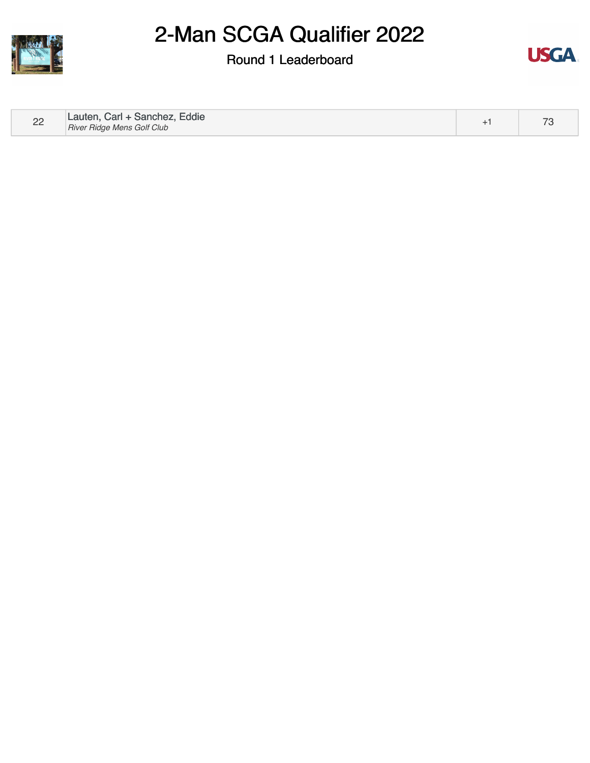# 2-Man SCGA Qualifier 2022

Round 1 Leaderboard

| | | | |
|---|---|---|---|
| 22 | Lauten, Carl + Sanchez, Eddie<br>*River Ridge Mens Golf Club* | +1 | 73 |